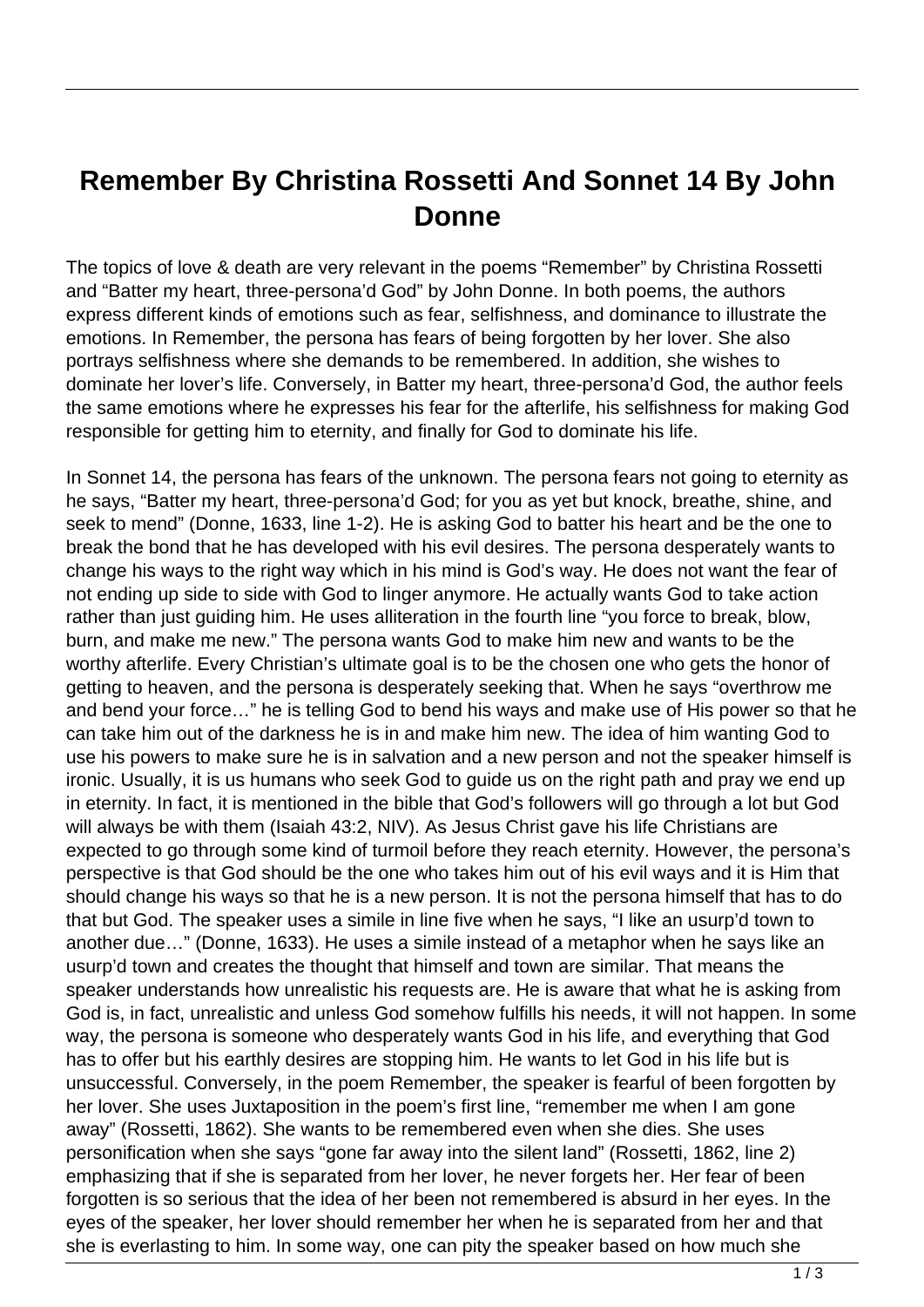# Remember By Christina Rossetti And Sonnet 14 By John Donne

The topics of love & death are very relevant in the poems "Remember" by Christina Rossetti and "Batter my heart, three-persona'd God" by John Donne. In both poems, the authors express different kinds of emotions such as fear, selfishness, and dominance to illustrate the emotions. In Remember, the persona has fears of being forgotten by her lover. She also portrays selfishness where she demands to be remembered. In addition, she wishes to dominate her lover's life. Conversely, in Batter my heart, three-persona'd God, the author feels the same emotions where he expresses his fear for the afterlife, his selfishness for making God responsible for getting him to eternity, and finally for God to dominate his life.

In Sonnet 14, the persona has fears of the unknown. The persona fears not going to eternity as he says, "Batter my heart, three-persona'd God; for you as yet but knock, breathe, shine, and seek to mend" (Donne, 1633, line 1-2). He is asking God to batter his heart and be the one to break the bond that he has developed with his evil desires. The persona desperately wants to change his ways to the right way which in his mind is God's way. He does not want the fear of not ending up side to side with God to linger anymore. He actually wants God to take action rather than just guiding him. He uses alliteration in the fourth line "you force to break, blow, burn, and make me new." The persona wants God to make him new and wants to be the worthy afterlife. Every Christian's ultimate goal is to be the chosen one who gets the honor of getting to heaven, and the persona is desperately seeking that. When he says "overthrow me and bend your force…" he is telling God to bend his ways and make use of His power so that he can take him out of the darkness he is in and make him new. The idea of him wanting God to use his powers to make sure he is in salvation and a new person and not the speaker himself is ironic. Usually, it is us humans who seek God to guide us on the right path and pray we end up in eternity. In fact, it is mentioned in the bible that God's followers will go through a lot but God will always be with them (Isaiah 43:2, NIV). As Jesus Christ gave his life Christians are expected to go through some kind of turmoil before they reach eternity. However, the persona's perspective is that God should be the one who takes him out of his evil ways and it is Him that should change his ways so that he is a new person. It is not the persona himself that has to do that but God. The speaker uses a simile in line five when he says, "I like an usurp'd town to another due…" (Donne, 1633). He uses a simile instead of a metaphor when he says like an usurp'd town and creates the thought that himself and town are similar. That means the speaker understands how unrealistic his requests are. He is aware that what he is asking from God is, in fact, unrealistic and unless God somehow fulfills his needs, it will not happen. In some way, the persona is someone who desperately wants God in his life, and everything that God has to offer but his earthly desires are stopping him. He wants to let God in his life but is unsuccessful. Conversely, in the poem Remember, the speaker is fearful of been forgotten by her lover. She uses Juxtaposition in the poem's first line, "remember me when I am gone away" (Rossetti, 1862). She wants to be remembered even when she dies. She uses personification when she says "gone far away into the silent land" (Rossetti, 1862, line 2) emphasizing that if she is separated from her lover, he never forgets her. Her fear of been forgotten is so serious that the idea of her been not remembered is absurd in her eyes. In the eyes of the speaker, her lover should remember her when he is separated from her and that she is everlasting to him. In some way, one can pity the speaker based on how much she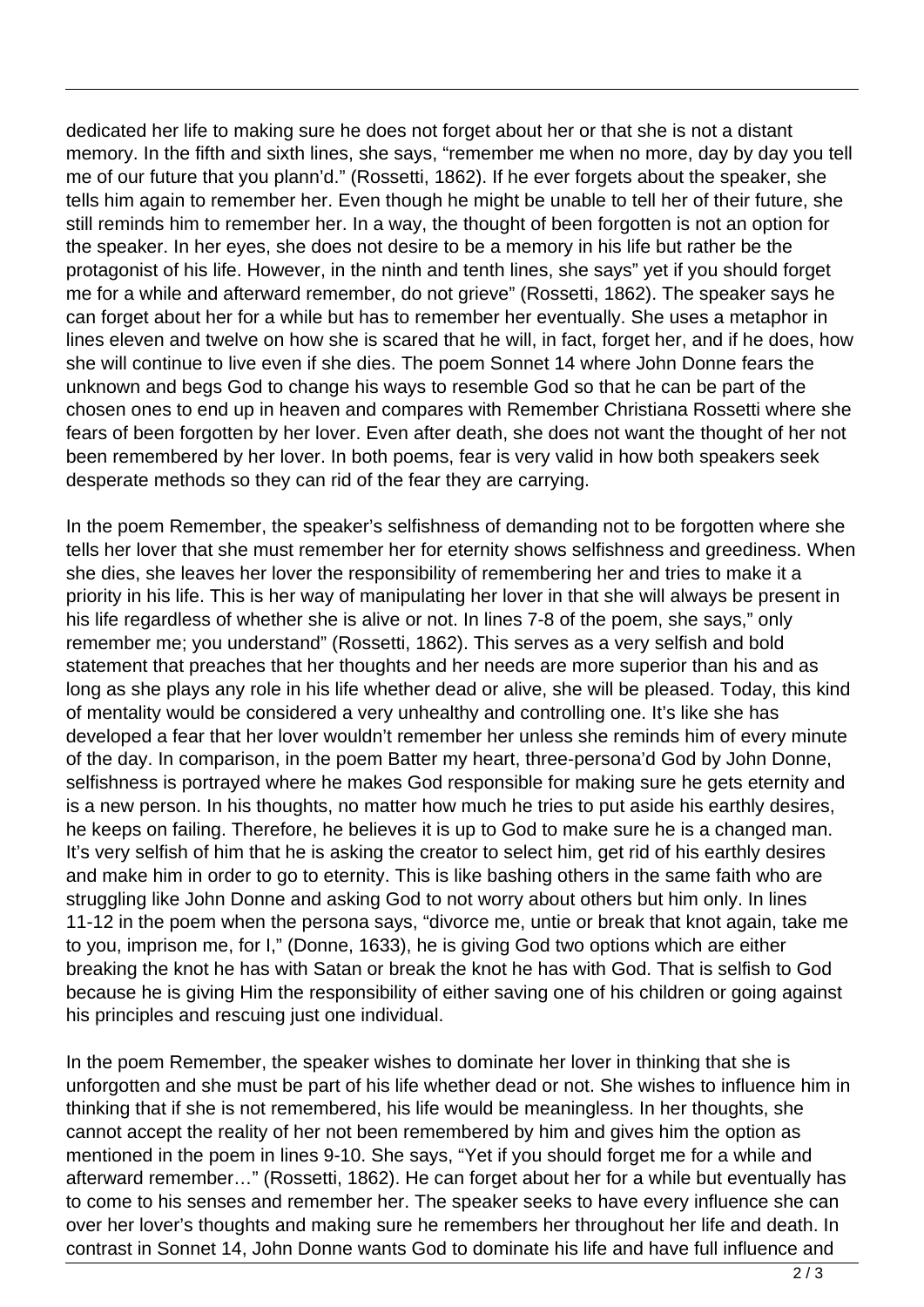dedicated her life to making sure he does not forget about her or that she is not a distant memory. In the fifth and sixth lines, she says, "remember me when no more, day by day you tell me of our future that you plann'd." (Rossetti, 1862). If he ever forgets about the speaker, she tells him again to remember her. Even though he might be unable to tell her of their future, she still reminds him to remember her. In a way, the thought of been forgotten is not an option for the speaker. In her eyes, she does not desire to be a memory in his life but rather be the protagonist of his life. However, in the ninth and tenth lines, she says" yet if you should forget me for a while and afterward remember, do not grieve" (Rossetti, 1862). The speaker says he can forget about her for a while but has to remember her eventually. She uses a metaphor in lines eleven and twelve on how she is scared that he will, in fact, forget her, and if he does, how she will continue to live even if she dies. The poem Sonnet 14 where John Donne fears the unknown and begs God to change his ways to resemble God so that he can be part of the chosen ones to end up in heaven and compares with Remember Christiana Rossetti where she fears of been forgotten by her lover. Even after death, she does not want the thought of her not been remembered by her lover. In both poems, fear is very valid in how both speakers seek desperate methods so they can rid of the fear they are carrying.

In the poem Remember, the speaker's selfishness of demanding not to be forgotten where she tells her lover that she must remember her for eternity shows selfishness and greediness. When she dies, she leaves her lover the responsibility of remembering her and tries to make it a priority in his life. This is her way of manipulating her lover in that she will always be present in his life regardless of whether she is alive or not. In lines 7-8 of the poem, she says," only remember me; you understand" (Rossetti, 1862). This serves as a very selfish and bold statement that preaches that her thoughts and her needs are more superior than his and as long as she plays any role in his life whether dead or alive, she will be pleased. Today, this kind of mentality would be considered a very unhealthy and controlling one. It's like she has developed a fear that her lover wouldn't remember her unless she reminds him of every minute of the day. In comparison, in the poem Batter my heart, three-persona'd God by John Donne, selfishness is portrayed where he makes God responsible for making sure he gets eternity and is a new person. In his thoughts, no matter how much he tries to put aside his earthly desires, he keeps on failing. Therefore, he believes it is up to God to make sure he is a changed man. It's very selfish of him that he is asking the creator to select him, get rid of his earthly desires and make him in order to go to eternity. This is like bashing others in the same faith who are struggling like John Donne and asking God to not worry about others but him only. In lines 11-12 in the poem when the persona says, "divorce me, untie or break that knot again, take me to you, imprison me, for I," (Donne, 1633), he is giving God two options which are either breaking the knot he has with Satan or break the knot he has with God. That is selfish to God because he is giving Him the responsibility of either saving one of his children or going against his principles and rescuing just one individual.

In the poem Remember, the speaker wishes to dominate her lover in thinking that she is unforgotten and she must be part of his life whether dead or not. She wishes to influence him in thinking that if she is not remembered, his life would be meaningless. In her thoughts, she cannot accept the reality of her not been remembered by him and gives him the option as mentioned in the poem in lines 9-10. She says, "Yet if you should forget me for a while and afterward remember…" (Rossetti, 1862). He can forget about her for a while but eventually has to come to his senses and remember her. The speaker seeks to have every influence she can over her lover's thoughts and making sure he remembers her throughout her life and death. In contrast in Sonnet 14, John Donne wants God to dominate his life and have full influence and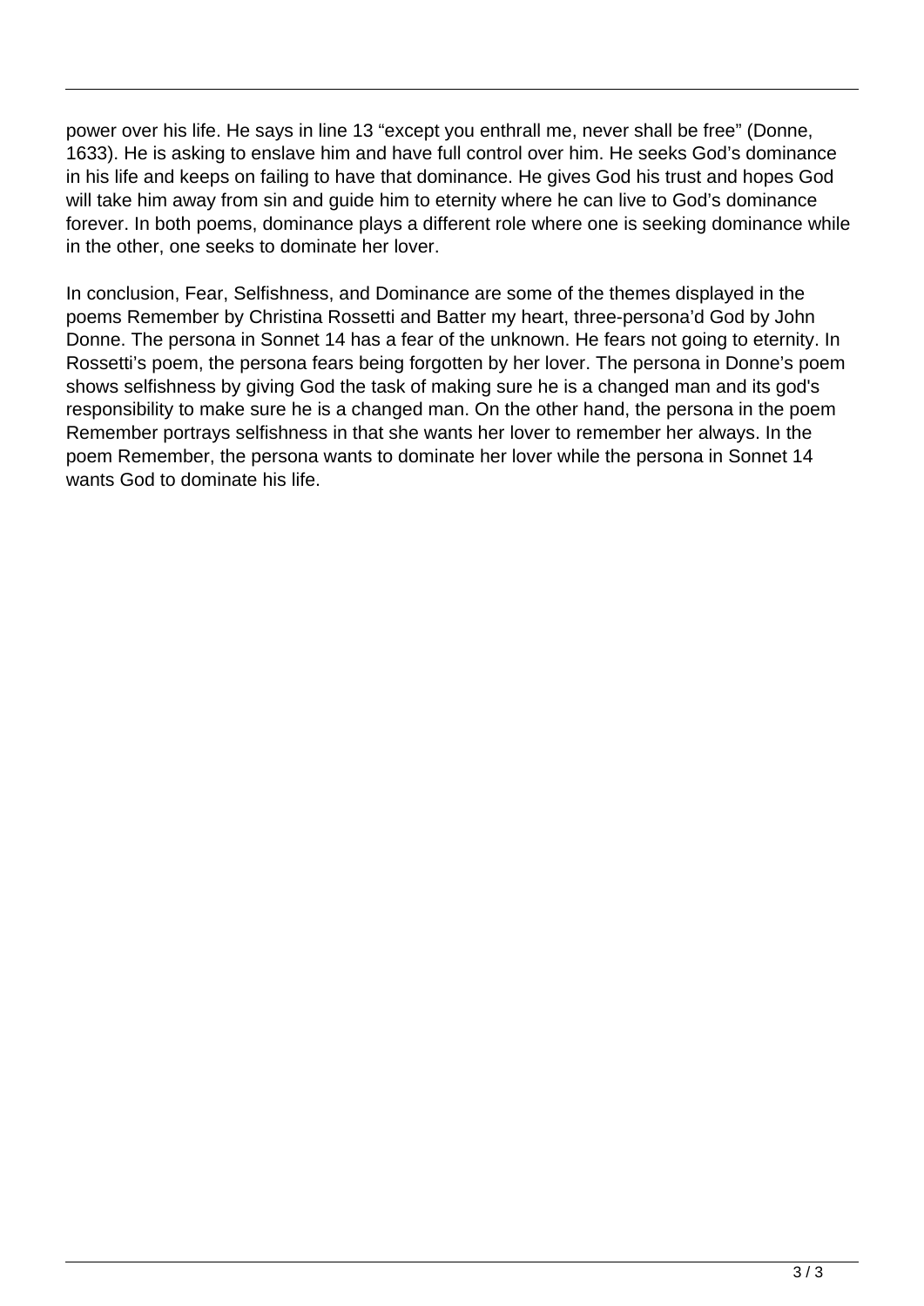power over his life. He says in line 13 "except you enthrall me, never shall be free" (Donne, 1633). He is asking to enslave him and have full control over him. He seeks God's dominance in his life and keeps on failing to have that dominance. He gives God his trust and hopes God will take him away from sin and guide him to eternity where he can live to God's dominance forever. In both poems, dominance plays a different role where one is seeking dominance while in the other, one seeks to dominate her lover.

In conclusion, Fear, Selfishness, and Dominance are some of the themes displayed in the poems Remember by Christina Rossetti and Batter my heart, three-persona'd God by John Donne. The persona in Sonnet 14 has a fear of the unknown. He fears not going to eternity. In Rossetti's poem, the persona fears being forgotten by her lover. The persona in Donne's poem shows selfishness by giving God the task of making sure he is a changed man and its god's responsibility to make sure he is a changed man. On the other hand, the persona in the poem Remember portrays selfishness in that she wants her lover to remember her always. In the poem Remember, the persona wants to dominate her lover while the persona in Sonnet 14 wants God to dominate his life.